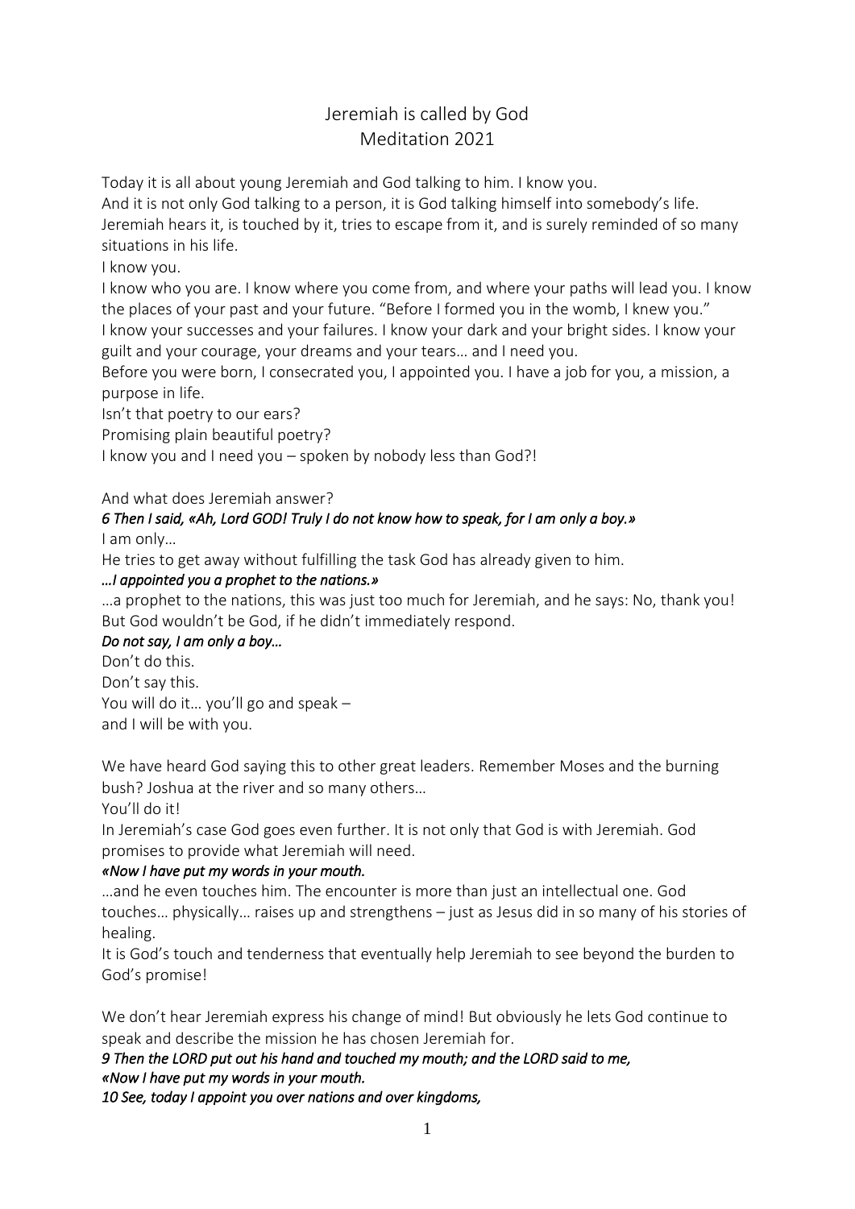# Jeremiah is called by God
## Meditation 2021

Today it is all about young Jeremiah and God talking to him. I know you.
And it is not only God talking to a person, it is God talking himself into somebody's life. Jeremiah hears it, is touched by it, tries to escape from it, and is surely reminded of so many situations in his life.
I know you.
I know who you are. I know where you come from, and where your paths will lead you. I know the places of your past and your future. "Before I formed you in the womb, I knew you."
I know your successes and your failures. I know your dark and your bright sides. I know your guilt and your courage, your dreams and your tears… and I need you.
Before you were born, I consecrated you, I appointed you. I have a job for you, a mission, a purpose in life.
Isn't that poetry to our ears?
Promising plain beautiful poetry?
I know you and I need you – spoken by nobody less than God?!

And what does Jeremiah answer?
*6 Then I said, «Ah, Lord GOD! Truly I do not know how to speak, for I am only a boy.»*
I am only…
He tries to get away without fulfilling the task God has already given to him.
*…I appointed you a prophet to the nations.»*
…a prophet to the nations, this was just too much for Jeremiah, and he says: No, thank you!
But God wouldn't be God, if he didn't immediately respond.
*Do not say, I am only a boy…*
Don't do this.
Don't say this.
You will do it… you'll go and speak –
and I will be with you.

We have heard God saying this to other great leaders. Remember Moses and the burning bush? Joshua at the river and so many others…
You'll do it!
In Jeremiah's case God goes even further. It is not only that God is with Jeremiah. God promises to provide what Jeremiah will need.
*«Now I have put my words in your mouth.*
…and he even touches him. The encounter is more than just an intellectual one. God touches… physically… raises up and strengthens – just as Jesus did in so many of his stories of healing.
It is God's touch and tenderness that eventually help Jeremiah to see beyond the burden to God's promise!

We don't hear Jeremiah express his change of mind! But obviously he lets God continue to speak and describe the mission he has chosen Jeremiah for.
*9 Then the LORD put out his hand and touched my mouth; and the LORD said to me,*
*«Now I have put my words in your mouth.*
*10 See, today I appoint you over nations and over kingdoms,*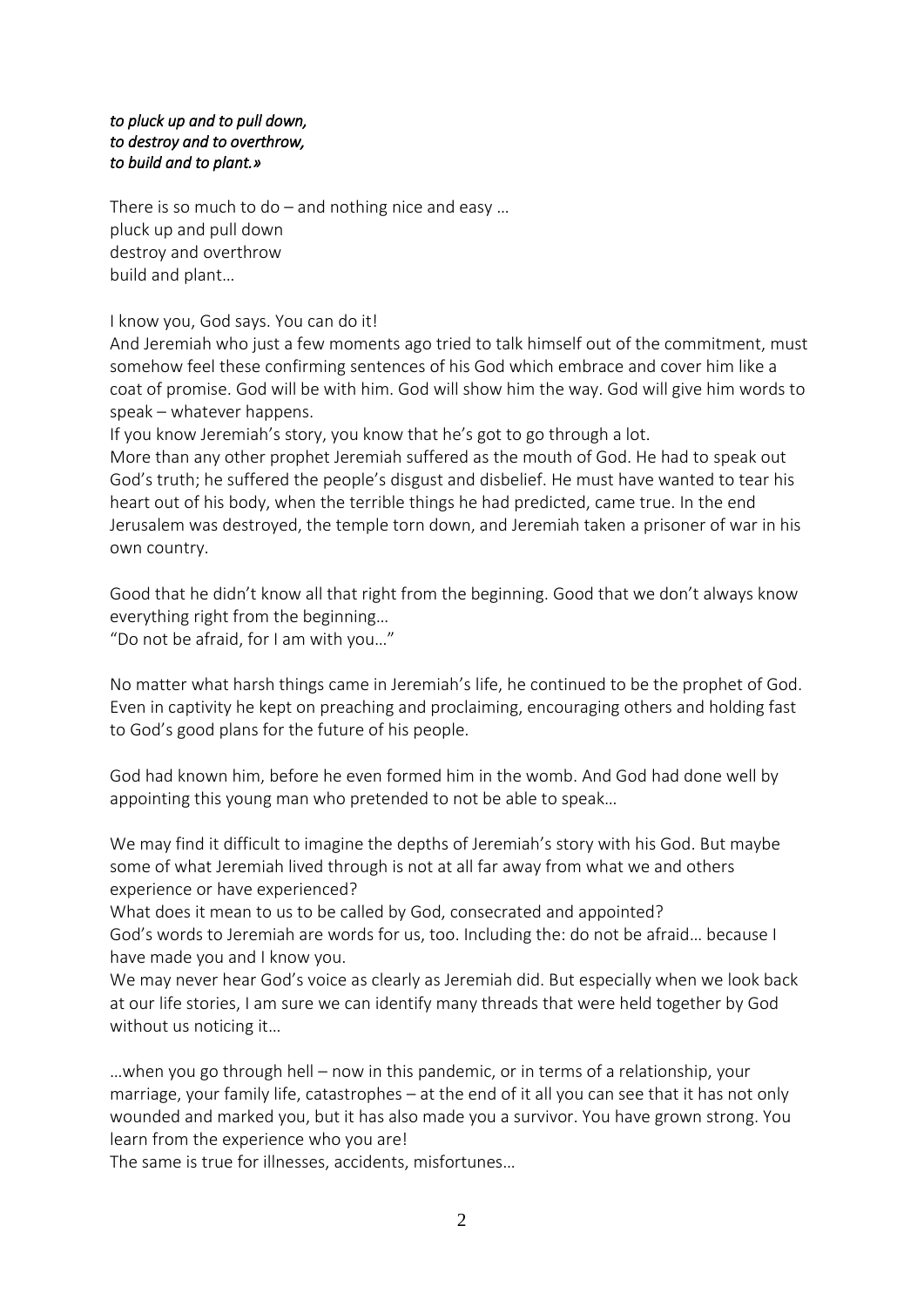*to pluck up and to pull down,*
*to destroy and to overthrow,*
*to build and to plant.»*

There is so much to do – and nothing nice and easy …
pluck up and pull down
destroy and overthrow
build and plant…

I know you, God says. You can do it!
And Jeremiah who just a few moments ago tried to talk himself out of the commitment, must somehow feel these confirming sentences of his God which embrace and cover him like a coat of promise. God will be with him. God will show him the way. God will give him words to speak – whatever happens.
If you know Jeremiah's story, you know that he's got to go through a lot.
More than any other prophet Jeremiah suffered as the mouth of God. He had to speak out God's truth; he suffered the people's disgust and disbelief. He must have wanted to tear his heart out of his body, when the terrible things he had predicted, came true. In the end Jerusalem was destroyed, the temple torn down, and Jeremiah taken a prisoner of war in his own country.

Good that he didn't know all that right from the beginning. Good that we don't always know everything right from the beginning…
"Do not be afraid, for I am with you…"

No matter what harsh things came in Jeremiah's life, he continued to be the prophet of God. Even in captivity he kept on preaching and proclaiming, encouraging others and holding fast to God's good plans for the future of his people.

God had known him, before he even formed him in the womb. And God had done well by appointing this young man who pretended to not be able to speak…

We may find it difficult to imagine the depths of Jeremiah's story with his God. But maybe some of what Jeremiah lived through is not at all far away from what we and others experience or have experienced?
What does it mean to us to be called by God, consecrated and appointed?
God's words to Jeremiah are words for us, too. Including the: do not be afraid… because I have made you and I know you.
We may never hear God's voice as clearly as Jeremiah did. But especially when we look back at our life stories, I am sure we can identify many threads that were held together by God without us noticing it…

…when you go through hell – now in this pandemic, or in terms of a relationship, your marriage, your family life, catastrophes – at the end of it all you can see that it has not only wounded and marked you, but it has also made you a survivor. You have grown strong. You learn from the experience who you are!
The same is true for illnesses, accidents, misfortunes…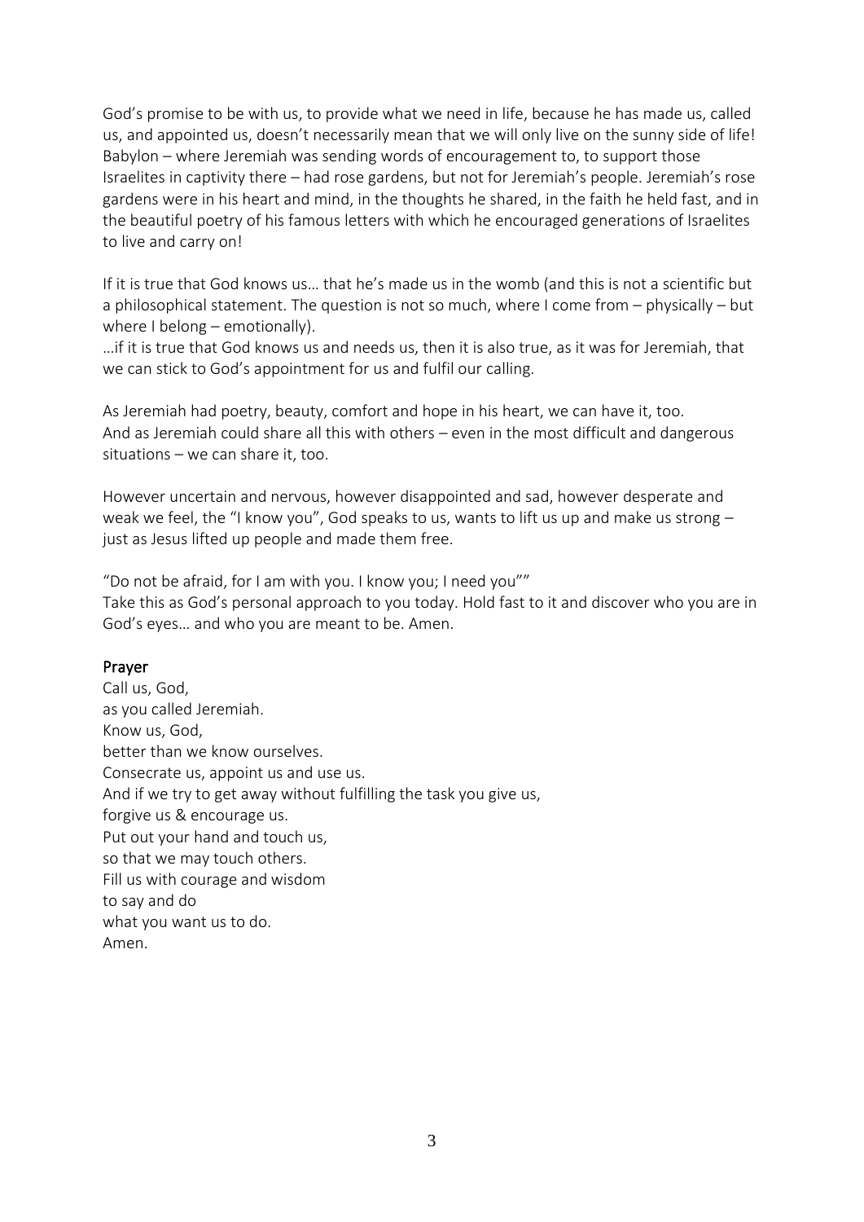God's promise to be with us, to provide what we need in life, because he has made us, called us, and appointed us, doesn't necessarily mean that we will only live on the sunny side of life! Babylon – where Jeremiah was sending words of encouragement to, to support those Israelites in captivity there – had rose gardens, but not for Jeremiah's people. Jeremiah's rose gardens were in his heart and mind, in the thoughts he shared, in the faith he held fast, and in the beautiful poetry of his famous letters with which he encouraged generations of Israelites to live and carry on!

If it is true that God knows us… that he's made us in the womb (and this is not a scientific but a philosophical statement. The question is not so much, where I come from – physically – but where I belong – emotionally).
…if it is true that God knows us and needs us, then it is also true, as it was for Jeremiah, that we can stick to God's appointment for us and fulfil our calling.

As Jeremiah had poetry, beauty, comfort and hope in his heart, we can have it, too.
And as Jeremiah could share all this with others – even in the most difficult and dangerous situations – we can share it, too.

However uncertain and nervous, however disappointed and sad, however desperate and weak we feel, the "I know you", God speaks to us, wants to lift us up and make us strong – just as Jesus lifted up people and made them free.

"Do not be afraid, for I am with you. I know you; I need you""
Take this as God's personal approach to you today. Hold fast to it and discover who you are in God's eyes… and who you are meant to be. Amen.

## Prayer

Call us, God,
as you called Jeremiah.
Know us, God,
better than we know ourselves.
Consecrate us, appoint us and use us.
And if we try to get away without fulfilling the task you give us,
forgive us & encourage us.
Put out your hand and touch us,
so that we may touch others.
Fill us with courage and wisdom
to say and do
what you want us to do.
Amen.